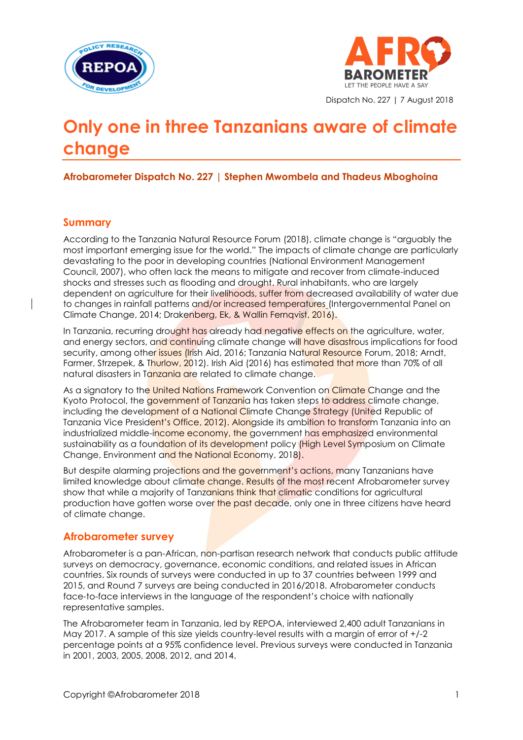Dispatch No. 227 | 7 August 2018

# Only one in three Tanzanians aware of climate change

**Afrobarometer Dispatch No. 227 | Stephen Mwombela and Thadeus Mbghoina**

## Summary

According to the Tanzania Natural Resource Forum (2018), climate change is "arguably the most important emerging issue for the world." The impacts of climate change are particularly devastating to the poor in developing countries (National Environment Management Council, 2007), who often lack the means to mitigate and recover from climate-induced shocks and stresses such as flooding and drought. Rural inhabitants, who are largely dependent on agriculture for their livelihoods, suffer from decreased availability of water due to changes in rainfall patterns and/or increased temperatures (Intergovernmental Panel on Climate Change, 2014; Drakenberg, Ek, & Wallin Fernqvist, 2016).

In Tanzania, recurring drought has already had negative effects on the agriculture, water, and energy sectors, and continuing climate change will have disastrous implications for food security, among other issues (Irish Aid, 2016; Tanzania Natural Resource Forum, 2018; Arndt, Farmer, Strzepek, & Thurlow, 2012). Irish Aid (2016) has estimated that more than 70% of all natural disasters in Tanzania are related to climate change.

As a signatory to the United Nations Framework Convention on Climate Change and the Kyoto Protocol, the government of Tanzania has taken steps to address climate change, including the development of a National Climate Change Strategy (United Republic of Tanzania Vice President's Office, 2012). Alongside its ambition to transform Tanzania into an industrialized middle-income economy, the government has emphasized environmental sustainability as a foundation of its development policy (High Level Symposium on Climate Change, Environment and the National Economy, 2018).

But despite alarming projections and the government's actions, many Tanzanians have limited knowledge about climate change. Results of the most recent Afrobarometer survey show that while a majority of Tanzanians think that climatic conditions for agricultural production have gotten worse over the past decade, only one in three citizens have heard of climate change.

## Afrobarometer survey

Afrobarometer is a pan-African, non-partisan research network that conducts public attitude surveys on democracy, governance, economic conditions, and related issues in African countries. Six rounds of surveys were conducted in up to 37 countries between 1999 and 2015, and Round 7 surveys are being conducted in 2016/2018. Afrobarometer conducts face-to-face interviews in the language of the respondent's choice with nationally representative samples.

The Afrobarometer team in Tanzania, led by REPOA, interviewed 2,400 adult Tanzanians in May 2017. A sample of this size yields country-level results with a margin of error of +/-2 percentage points at a 95% confidence level. Previous surveys were conducted in Tanzania in 2001, 2003, 2005, 2008, 2012, and 2014.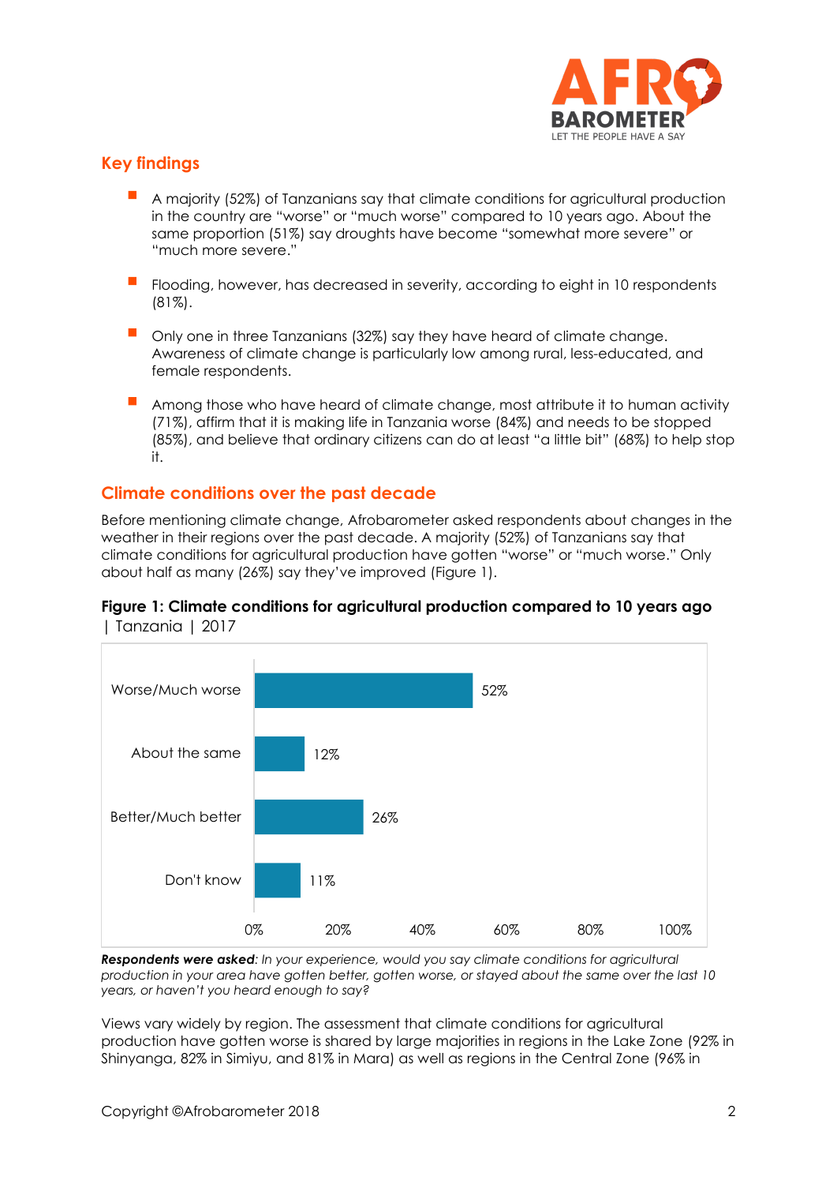## Key findings

- A majority (52%) of Tanzanians say that climate conditions for agricultural production in the country are "worse" or "much worse" compared to 10 years ago. About the same proportion (51%) say droughts have become "somewhat more severe" or "much more severe."
- Flooding, however, has decreased in severity, according to eight in 10 respondents (81%).
- Only one in three Tanzanians (32%) say they have heard of climate change. Awareness of climate change is particularly low among rural, less-educated, and female respondents.
- Among those who have heard of climate change, most attribute it to human activity (71%), affirm that it is making life in Tanzania worse (84%) and needs to be stopped (85%), and believe that ordinary citizens can do at least "a little bit" (68%) to help stop it.

## Climate conditions over the past decade

Before mentioning climate change, Afrobarometer asked respondents about changes in the weather in their regions over the past decade. A majority (52%) of Tanzanians say that climate conditions for agricultural production have gotten "worse" or "much worse." Only about half as many (26%) say they've improved (Figure 1).

**Figure 1: Climate conditions for agricultural production compared to 10 years ago** | Tanzania | 2017

| Response | % |
|---|---|
| Worse/Much worse | 52% |
| About the same | 12% |
| Better/Much better | 26% |
| Don't know | 11% |

***Respondents were asked****: In your experience, would you say climate conditions for agricultural production in your area have gotten better, gotten worse, or stayed about the same over the last 10 years, or haven't you heard enough to say?*

Views vary widely by region. The assessment that climate conditions for agricultural production have gotten worse is shared by large majorities in regions in the Lake Zone (92% in Shinyanga, 82% in Simiyu, and 81% in Mara) as well as regions in the Central Zone (96% in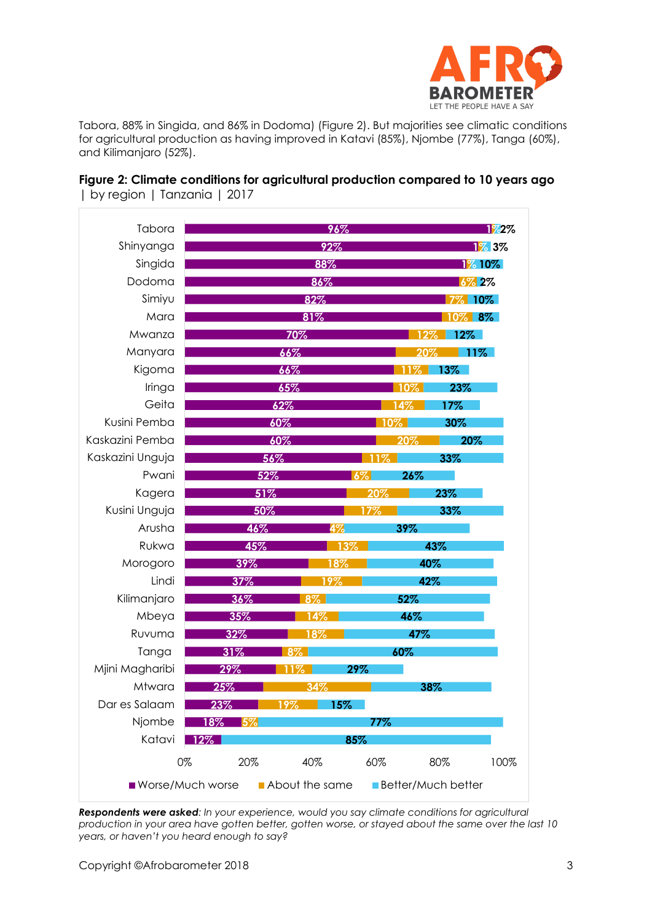Tabora, 88% in Singida, and 86% in Dodoma) (Figure 2). But majorities see climatic conditions for agricultural production as having improved in Katavi (85%), Njombe (77%), Tanga (60%), and Kilimanjaro (52%).

**Figure 2: Climate conditions for agricultural production compared to 10 years ago** | by region | Tanzania | 2017

| Region | Worse/Much worse | About the same | Better/Much better |
|---|---|---|---|
| Tabora | 96% | 1% | 2% |
| Shinyanga | 92% | 1% | 3% |
| Singida | 88% | 1% | 10% |
| Dodoma | 86% | 6% | 2% |
| Simiyu | 82% | 7% | 10% |
| Mara | 81% | 10% | 8% |
| Mwanza | 70% | 12% | 12% |
| Manyara | 66% | 20% | 11% |
| Kigoma | 66% | 11% | 13% |
| Iringa | 65% | 10% | 23% |
| Geita | 62% | 14% | 17% |
| Kusini Pemba | 60% | 10% | 30% |
| Kaskazini Pemba | 60% | 20% | 20% |
| Kaskazini Unguja | 56% | 11% | 33% |
| Pwani | 52% | 6% | 26% |
| Kagera | 51% | 20% | 23% |
| Kusini Unguja | 50% | 17% | 33% |
| Arusha | 46% | 4% | 39% |
| Rukwa | 45% | 13% | 43% |
| Morogoro | 39% | 18% | 40% |
| Lindi | 37% | 19% | 42% |
| Kilimanjaro | 36% | 8% | 52% |
| Mbeya | 35% | 14% | 46% |
| Ruvuma | 32% | 18% | 47% |
| Tanga | 31% | 8% | 60% |
| Mjini Magharibi | 29% | 11% | 29% |
| Mtwara | 25% | 34% | 38% |
| Dar es Salaam | 23% | 19% | 15% |
| Njombe | 18% | 5% | 77% |
| Katavi | 12% | | 85% |

***Respondents were asked**: In your experience, would you say climate conditions for agricultural production in your area have gotten better, gotten worse, or stayed about the same over the last 10 years, or haven't you heard enough to say?*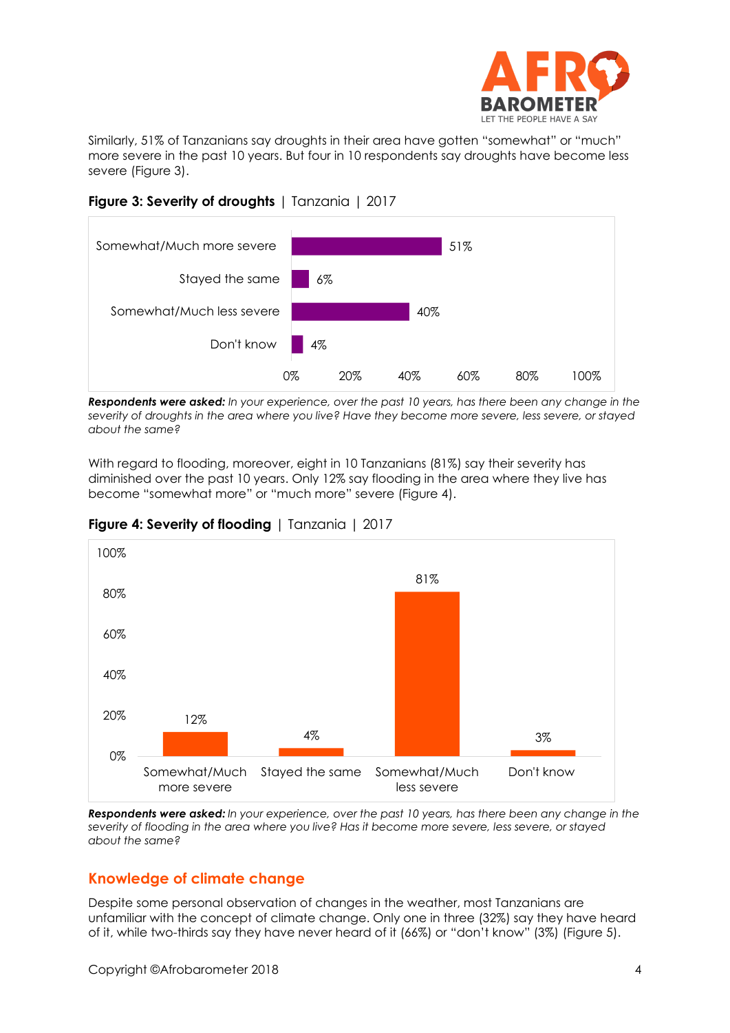Similarly, 51% of Tanzanians say droughts in their area have gotten "somewhat" or "much" more severe in the past 10 years. But four in 10 respondents say droughts have become less severe (Figure 3).

**Figure 3: Severity of droughts** | Tanzania | 2017

| Response | % |
|---|---|
| Somewhat/Much more severe | 51% |
| Stayed the same | 6% |
| Somewhat/Much less severe | 40% |
| Don't know | 4% |

***Respondents were asked:*** *In your experience, over the past 10 years, has there been any change in the severity of droughts in the area where you live? Have they become more severe, less severe, or stayed about the same?*

With regard to flooding, moreover, eight in 10 Tanzanians (81%) say their severity has diminished over the past 10 years. Only 12% say flooding in the area where they live has become "somewhat more" or "much more" severe (Figure 4).

**Figure 4: Severity of flooding** | Tanzania | 2017

| Response | % |
|---|---|
| Somewhat/Much more severe | 12% |
| Stayed the same | 4% |
| Somewhat/Much less severe | 81% |
| Don't know | 3% |

***Respondents were asked:*** *In your experience, over the past 10 years, has there been any change in the severity of flooding in the area where you live? Has it become more severe, less severe, or stayed about the same?*

## Knowledge of climate change

Despite some personal observation of changes in the weather, most Tanzanians are unfamiliar with the concept of climate change. Only one in three (32%) say they have heard of it, while two-thirds say they have never heard of it (66%) or "don't know" (3%) (Figure 5).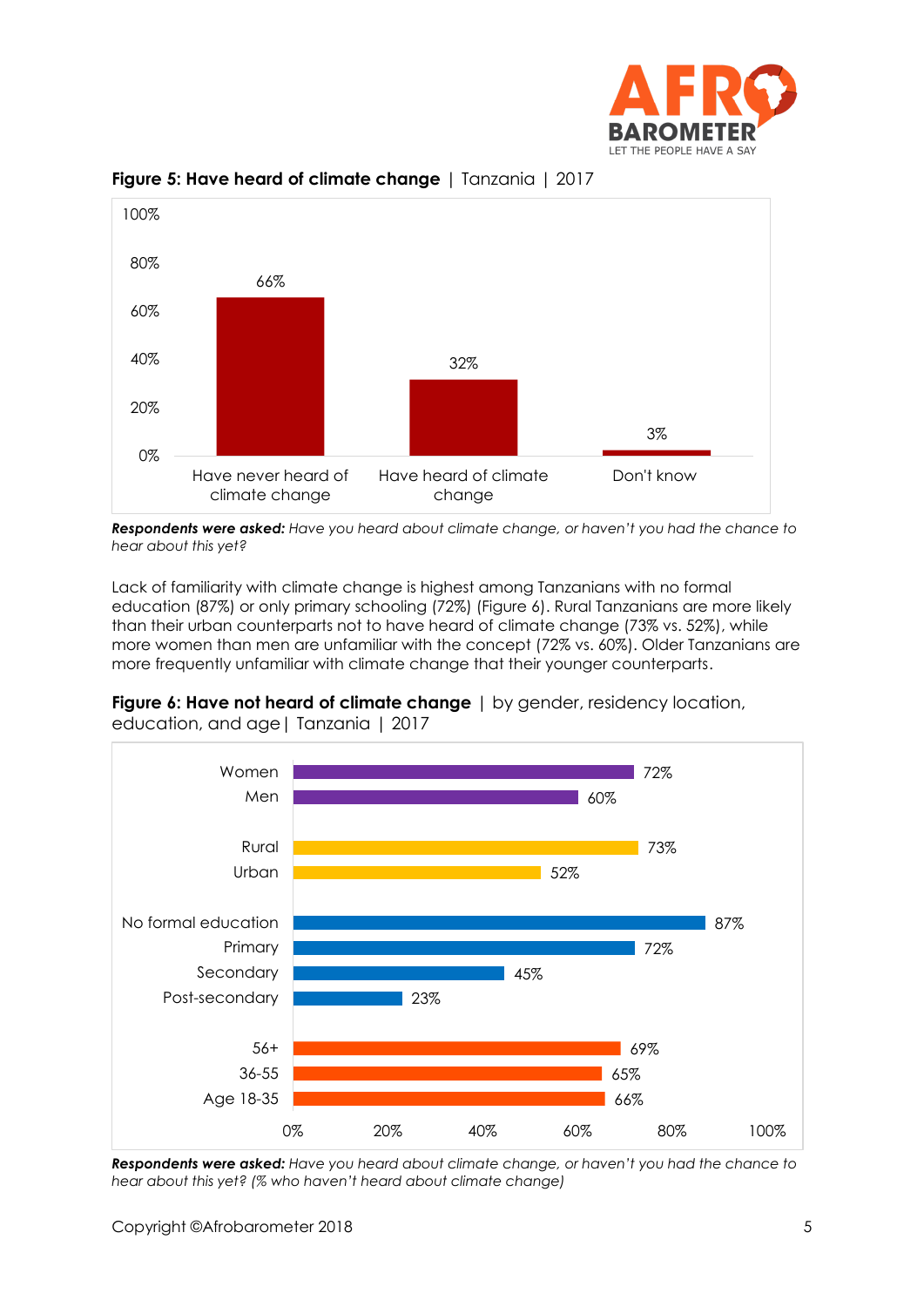**Figure 5: Have heard of climate change** | Tanzania | 2017

| | % |
|---|---|
| Have never heard of climate change | 66% |
| Have heard of climate change | 32% |
| Don't know | 3% |

***Respondents were asked:*** *Have you heard about climate change, or haven't you had the chance to hear about this yet?*

Lack of familiarity with climate change is highest among Tanzanians with no formal education (87%) or only primary schooling (72%) (Figure 6). Rural Tanzanians are more likely than their urban counterparts not to have heard of climate change (73% vs. 52%), while more women than men are unfamiliar with the concept (72% vs. 60%). Older Tanzanians are more frequently unfamiliar with climate change that their younger counterparts.

**Figure 6: Have not heard of climate change** | by gender, residency location, education, and age | Tanzania | 2017

| | % |
|---|---|
| Women | 72% |
| Men | 60% |
| Rural | 73% |
| Urban | 52% |
| No formal education | 87% |
| Primary | 72% |
| Secondary | 45% |
| Post-secondary | 23% |
| 56+ | 69% |
| 36-55 | 65% |
| Age 18-35 | 66% |

***Respondents were asked:*** *Have you heard about climate change, or haven't you had the chance to hear about this yet? (% who haven't heard about climate change)*

Copyright ©Afrobarometer 2018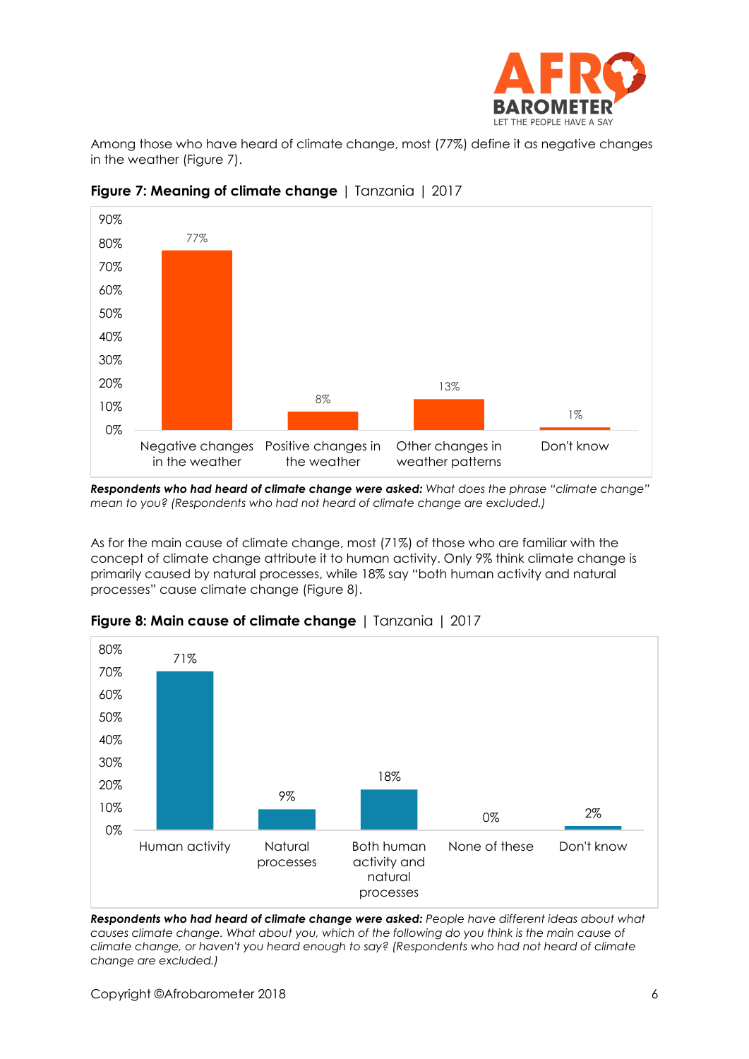Among those who have heard of climate change, most (77%) define it as negative changes in the weather (Figure 7).

**Figure 7: Meaning of climate change** | Tanzania | 2017

| Meaning | Percentage |
|---|---|
| Negative changes in the weather | 77% |
| Positive changes in the weather | 8% |
| Other changes in weather patterns | 13% |
| Don't know | 1% |

***Respondents who had heard of climate change were asked:*** *What does the phrase "climate change" mean to you? (Respondents who had not heard of climate change are excluded.)*

As for the main cause of climate change, most (71%) of those who are familiar with the concept of climate change attribute it to human activity. Only 9% think climate change is primarily caused by natural processes, while 18% say "both human activity and natural processes" cause climate change (Figure 8).

**Figure 8: Main cause of climate change** | Tanzania | 2017

| Cause | Percentage |
|---|---|
| Human activity | 71% |
| Natural processes | 9% |
| Both human activity and natural processes | 18% |
| None of these | 0% |
| Don't know | 2% |

***Respondents who had heard of climate change were asked:*** *People have different ideas about what causes climate change. What about you, which of the following do you think is the main cause of climate change, or haven't you heard enough to say? (Respondents who had not heard of climate change are excluded.)*

Copyright ©Afrobarometer 2018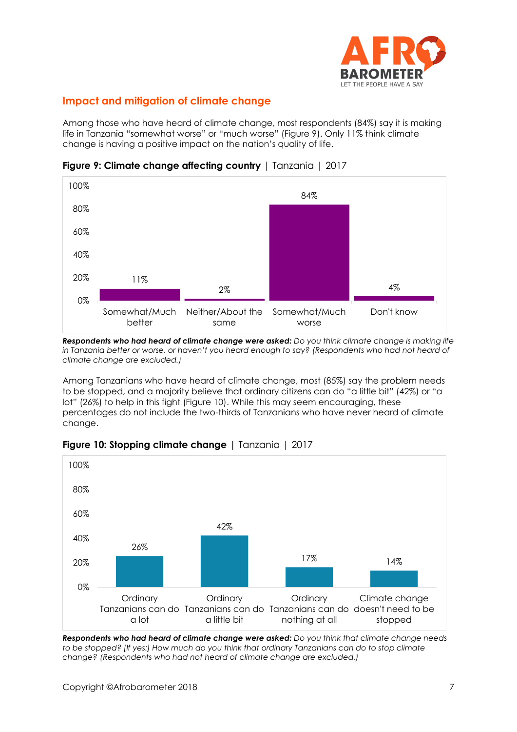## Impact and mitigation of climate change

Among those who have heard of climate change, most respondents (84%) say it is making life in Tanzania "somewhat worse" or "much worse" (Figure 9). Only 11% think climate change is having a positive impact on the nation's quality of life.

**Figure 9: Climate change affecting country** | Tanzania | 2017

| Response | Percentage |
|---|---|
| Somewhat/Much better | 11% |
| Neither/About the same | 2% |
| Somewhat/Much worse | 84% |
| Don't know | 4% |

***Respondents who had heard of climate change were asked:*** *Do you think climate change is making life in Tanzania better or worse, or haven't you heard enough to say? (Respondents who had not heard of climate change are excluded.)*

Among Tanzanians who have heard of climate change, most (85%) say the problem needs to be stopped, and a majority believe that ordinary citizens can do "a little bit" (42%) or "a lot" (26%) to help in this fight (Figure 10). While this may seem encouraging, these percentages do not include the two-thirds of Tanzanians who have never heard of climate change.

**Figure 10: Stopping climate change** | Tanzania | 2017

| Response | Percentage |
|---|---|
| Ordinary Tanzanians can do a lot | 26% |
| Ordinary Tanzanians can do a little bit | 42% |
| Ordinary Tanzanians can do nothing at all | 17% |
| Climate change doesn't need to be stopped | 14% |

***Respondents who had heard of climate change were asked:*** *Do you think that climate change needs to be stopped? [If yes:] How much do you think that ordinary Tanzanians can do to stop climate change? (Respondents who had not heard of climate change are excluded.)*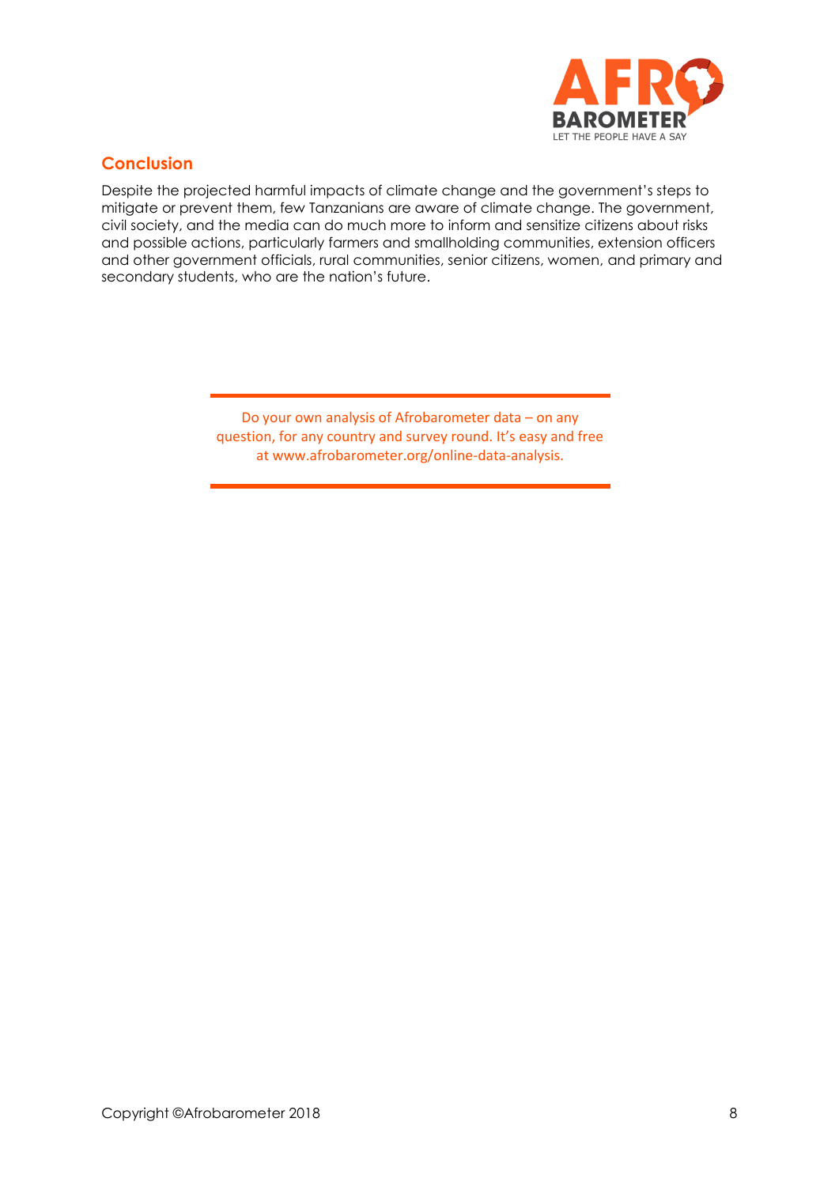## Conclusion

Despite the projected harmful impacts of climate change and the government's steps to mitigate or prevent them, few Tanzanians are aware of climate change. The government, civil society, and the media can do much more to inform and sensitize citizens about risks and possible actions, particularly farmers and smallholding communities, extension officers and other government officials, rural communities, senior citizens, women, and primary and secondary students, who are the nation's future.

---

Do your own analysis of Afrobarometer data – on any question, for any country and survey round. It's easy and free at www.afrobarometer.org/online-data-analysis.

---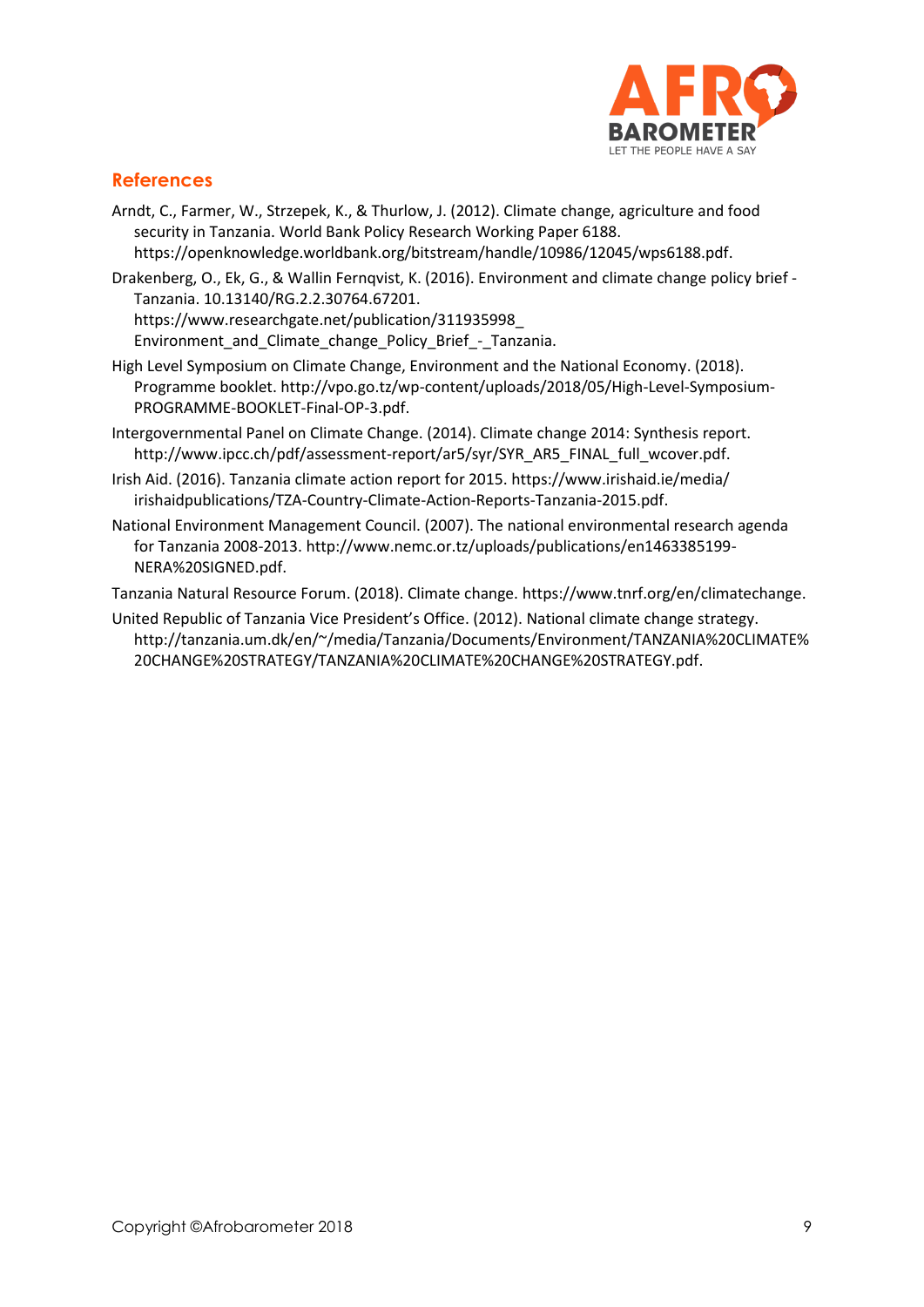## References

Arndt, C., Farmer, W., Strzepek, K., & Thurlow, J. (2012). Climate change, agriculture and food security in Tanzania. World Bank Policy Research Working Paper 6188. https://openknowledge.worldbank.org/bitstream/handle/10986/12045/wps6188.pdf.

Drakenberg, O., Ek, G., & Wallin Fernqvist, K. (2016). Environment and climate change policy brief - Tanzania. 10.13140/RG.2.2.30764.67201. https://www.researchgate.net/publication/311935998_Environment_and_Climate_change_Policy_Brief_-_Tanzania.

High Level Symposium on Climate Change, Environment and the National Economy. (2018). Programme booklet. http://vpo.go.tz/wp-content/uploads/2018/05/High-Level-Symposium-PROGRAMME-BOOKLET-Final-OP-3.pdf.

Intergovernmental Panel on Climate Change. (2014). Climate change 2014: Synthesis report. http://www.ipcc.ch/pdf/assessment-report/ar5/syr/SYR_AR5_FINAL_full_wcover.pdf.

Irish Aid. (2016). Tanzania climate action report for 2015. https://www.irishaid.ie/media/irishaidpublications/TZA-Country-Climate-Action-Reports-Tanzania-2015.pdf.

National Environment Management Council. (2007). The national environmental research agenda for Tanzania 2008-2013. http://www.nemc.or.tz/uploads/publications/en1463385199-NERA%20SIGNED.pdf.

Tanzania Natural Resource Forum. (2018). Climate change. https://www.tnrf.org/en/climatechange.

United Republic of Tanzania Vice President's Office. (2012). National climate change strategy. http://tanzania.um.dk/en/~/media/Tanzania/Documents/Environment/TANZANIA%20CLIMATE%20CHANGE%20STRATEGY/TANZANIA%20CLIMATE%20CHANGE%20STRATEGY.pdf.

Copyright ©Afrobarometer 2018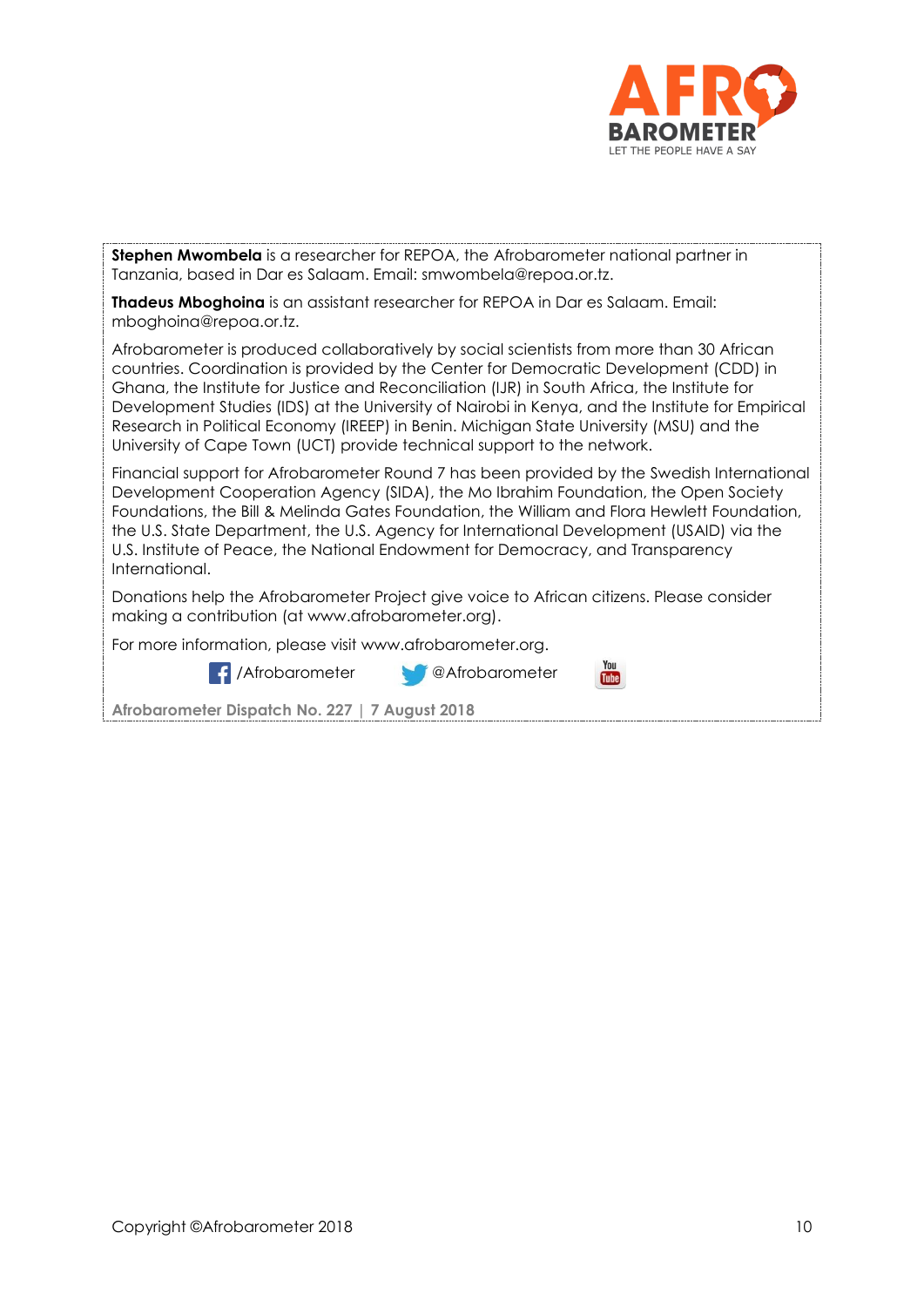**Stephen Mwombela** is a researcher for REPOA, the Afrobarometer national partner in Tanzania, based in Dar es Salaam. Email: smwombela@repoa.or.tz.

**Thadeus Mboghoina** is an assistant researcher for REPOA in Dar es Salaam. Email: mboghoina@repoa.or.tz.

Afrobarometer is produced collaboratively by social scientists from more than 30 African countries. Coordination is provided by the Center for Democratic Development (CDD) in Ghana, the Institute for Justice and Reconciliation (IJR) in South Africa, the Institute for Development Studies (IDS) at the University of Nairobi in Kenya, and the Institute for Empirical Research in Political Economy (IREEP) in Benin. Michigan State University (MSU) and the University of Cape Town (UCT) provide technical support to the network.

Financial support for Afrobarometer Round 7 has been provided by the Swedish International Development Cooperation Agency (SIDA), the Mo Ibrahim Foundation, the Open Society Foundations, the Bill & Melinda Gates Foundation, the William and Flora Hewlett Foundation, the U.S. State Department, the U.S. Agency for International Development (USAID) via the U.S. Institute of Peace, the National Endowment for Democracy, and Transparency International.

Donations help the Afrobarometer Project give voice to African citizens. Please consider making a contribution (at www.afrobarometer.org).

For more information, please visit www.afrobarometer.org.

/Afrobarometer @Afrobarometer

**Afrobarometer Dispatch No. 227 | 7 August 2018**

Copyright ©Afrobarometer 2018